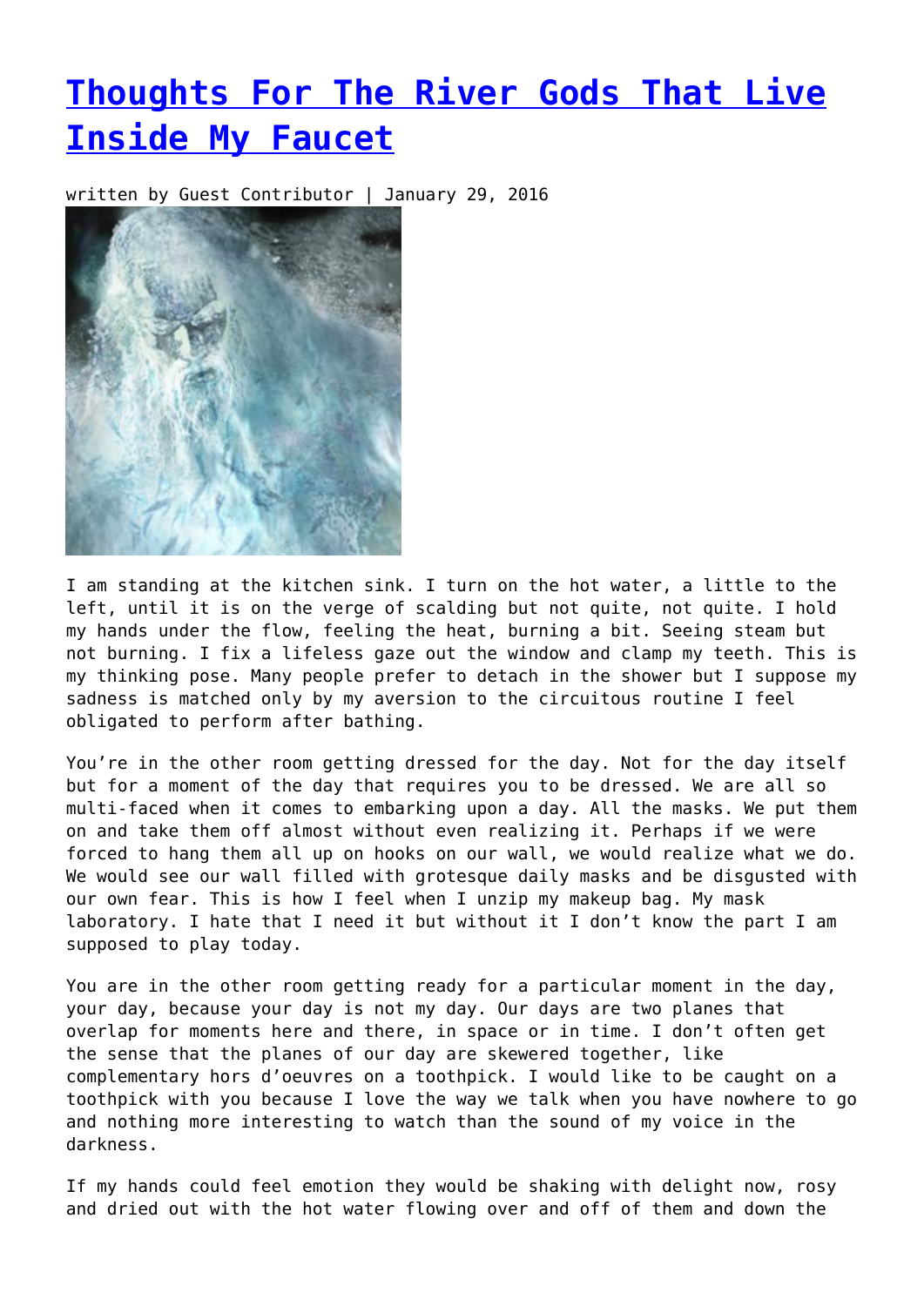# [Thoughts For The River Gods That Live Inside My Faucet]()

written by Guest Contributor | January 29, 2016

I am standing at the kitchen sink. I turn on the hot water, a little to the left, until it is on the verge of scalding but not quite, not quite. I hold my hands under the flow, feeling the heat, burning a bit. Seeing steam but not burning. I fix a lifeless gaze out the window and clamp my teeth. This is my thinking pose. Many people prefer to detach in the shower but I suppose my sadness is matched only by my aversion to the circuitous routine I feel obligated to perform after bathing.

You're in the other room getting dressed for the day. Not for the day itself but for a moment of the day that requires you to be dressed. We are all so multi-faced when it comes to embarking upon a day. All the masks. We put them on and take them off almost without even realizing it. Perhaps if we were forced to hang them all up on hooks on our wall, we would realize what we do. We would see our wall filled with grotesque daily masks and be disgusted with our own fear. This is how I feel when I unzip my makeup bag. My mask laboratory. I hate that I need it but without it I don't know the part I am supposed to play today.

You are in the other room getting ready for a particular moment in the day, your day, because your day is not my day. Our days are two planes that overlap for moments here and there, in space or in time. I don't often get the sense that the planes of our day are skewered together, like complementary hors d'oeuvres on a toothpick. I would like to be caught on a toothpick with you because I love the way we talk when you have nowhere to go and nothing more interesting to watch than the sound of my voice in the darkness.

If my hands could feel emotion they would be shaking with delight now, rosy and dried out with the hot water flowing over and off of them and down the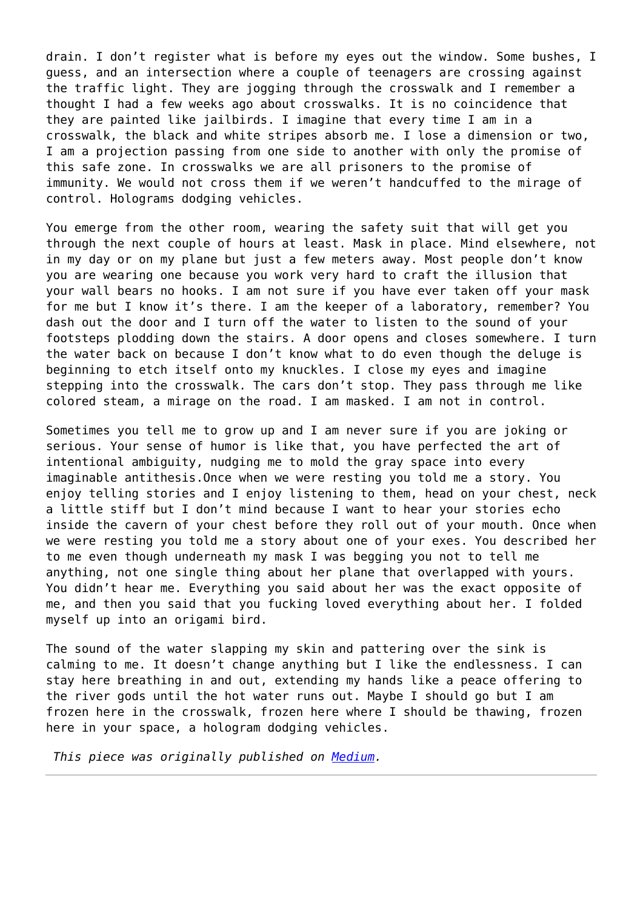drain. I don't register what is before my eyes out the window. Some bushes, I guess, and an intersection where a couple of teenagers are crossing against the traffic light. They are jogging through the crosswalk and I remember a thought I had a few weeks ago about crosswalks. It is no coincidence that they are painted like jailbirds. I imagine that every time I am in a crosswalk, the black and white stripes absorb me. I lose a dimension or two, I am a projection passing from one side to another with only the promise of this safe zone. In crosswalks we are all prisoners to the promise of immunity. We would not cross them if we weren't handcuffed to the mirage of control. Holograms dodging vehicles.

You emerge from the other room, wearing the safety suit that will get you through the next couple of hours at least. Mask in place. Mind elsewhere, not in my day or on my plane but just a few meters away. Most people don't know you are wearing one because you work very hard to craft the illusion that your wall bears no hooks. I am not sure if you have ever taken off your mask for me but I know it's there. I am the keeper of a laboratory, remember? You dash out the door and I turn off the water to listen to the sound of your footsteps plodding down the stairs. A door opens and closes somewhere. I turn the water back on because I don't know what to do even though the deluge is beginning to etch itself onto my knuckles. I close my eyes and imagine stepping into the crosswalk. The cars don't stop. They pass through me like colored steam, a mirage on the road. I am masked. I am not in control.

Sometimes you tell me to grow up and I am never sure if you are joking or serious. Your sense of humor is like that, you have perfected the art of intentional ambiguity, nudging me to mold the gray space into every imaginable antithesis.Once when we were resting you told me a story. You enjoy telling stories and I enjoy listening to them, head on your chest, neck a little stiff but I don't mind because I want to hear your stories echo inside the cavern of your chest before they roll out of your mouth. Once when we were resting you told me a story about one of your exes. You described her to me even though underneath my mask I was begging you not to tell me anything, not one single thing about her plane that overlapped with yours. You didn't hear me. Everything you said about her was the exact opposite of me, and then you said that you fucking loved everything about her. I folded myself up into an origami bird.

The sound of the water slapping my skin and pattering over the sink is calming to me. It doesn't change anything but I like the endlessness. I can stay here breathing in and out, extending my hands like a peace offering to the river gods until the hot water runs out. Maybe I should go but I am frozen here in the crosswalk, frozen here where I should be thawing, frozen here in your space, a hologram dodging vehicles.

*This piece was originally published on [Medium](Medium).*

---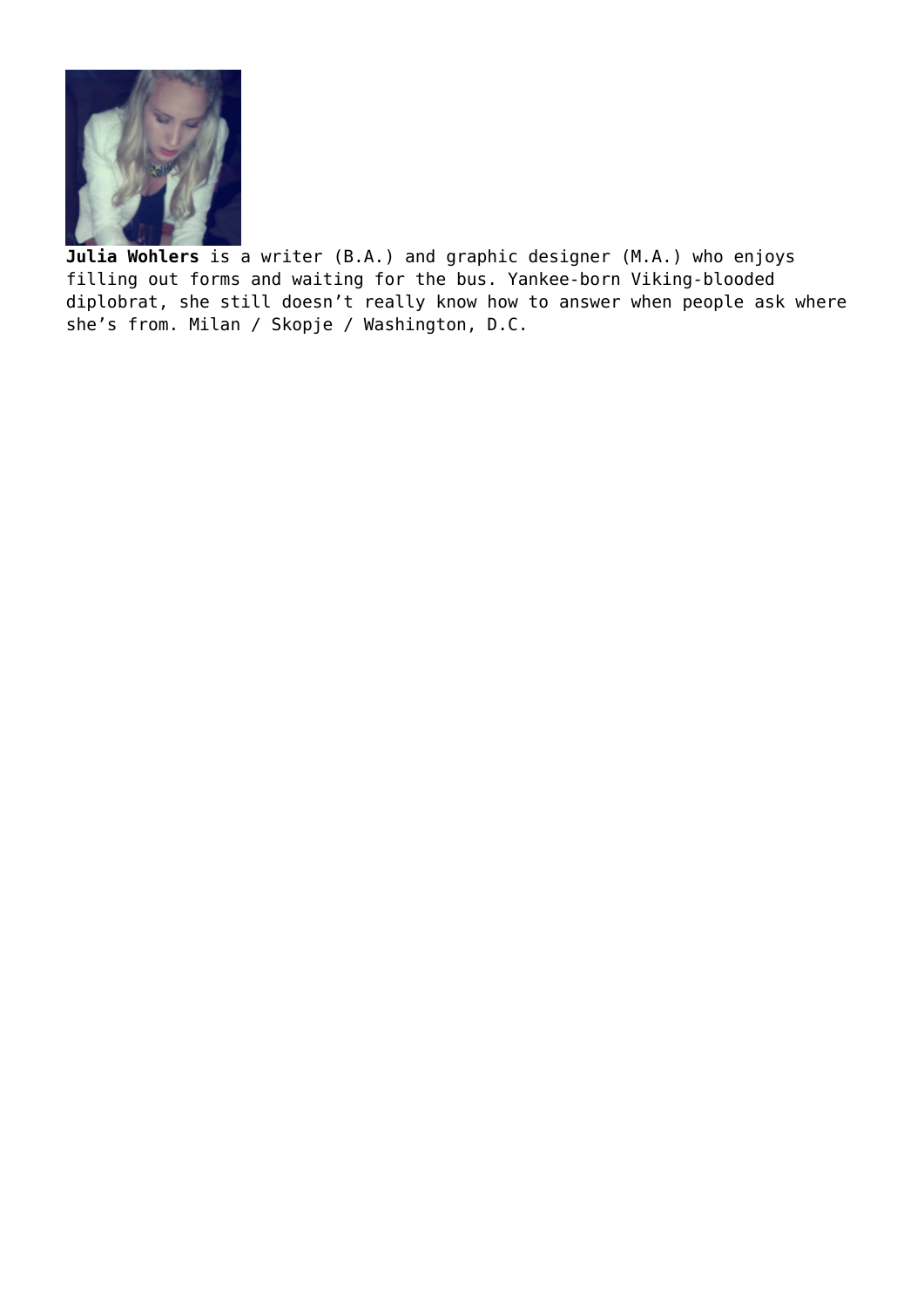**Julia Wohlers** is a writer (B.A.) and graphic designer (M.A.) who enjoys filling out forms and waiting for the bus. Yankee-born Viking-blooded diplobrat, she still doesn’t really know how to answer when people ask where she’s from. Milan / Skopje / Washington, D.C.